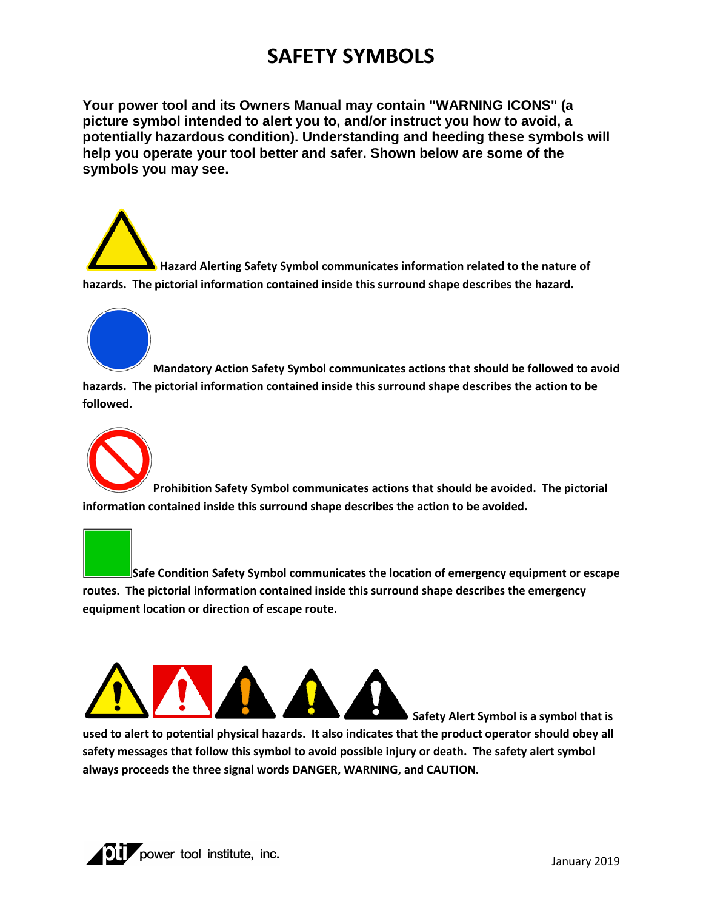# SAFETY SYMBOLS

**Your power tool and its Owners Manual may contain "WARNING ICONS" (a picture symbol intended to alert you to, and/or instruct you how to avoid, a potentially hazardous condition). Understanding and heeding these symbols will help you operate your tool better and safer. Shown below are some of the symbols you may see.**

**Hazard Alerting Safety Symbol communicates information related to the nature of hazards. The pictorial information contained inside this surround shape describes the hazard.**

**Mandatory Action Safety Symbol communicates actions that should be followed to avoid hazards. The pictorial information contained inside this surround shape describes the action to be followed.**

**Prohibition Safety Symbol communicates actions that should be avoided. The pictorial information contained inside this surround shape describes the action to be avoided.**

**Safe Condition Safety Symbol communicates the location of emergency equipment or escape routes. The pictorial information contained inside this surround shape describes the emergency equipment location or direction of escape route.**

**Safety Alert Symbol is a symbol that is used to alert to potential physical hazards. It also indicates that the product operator should obey all safety messages that follow this symbol to avoid possible injury or death. The safety alert symbol always proceeds the three signal words DANGER, WARNING, and CAUTION.**

pti power tool institute, inc.

January 2019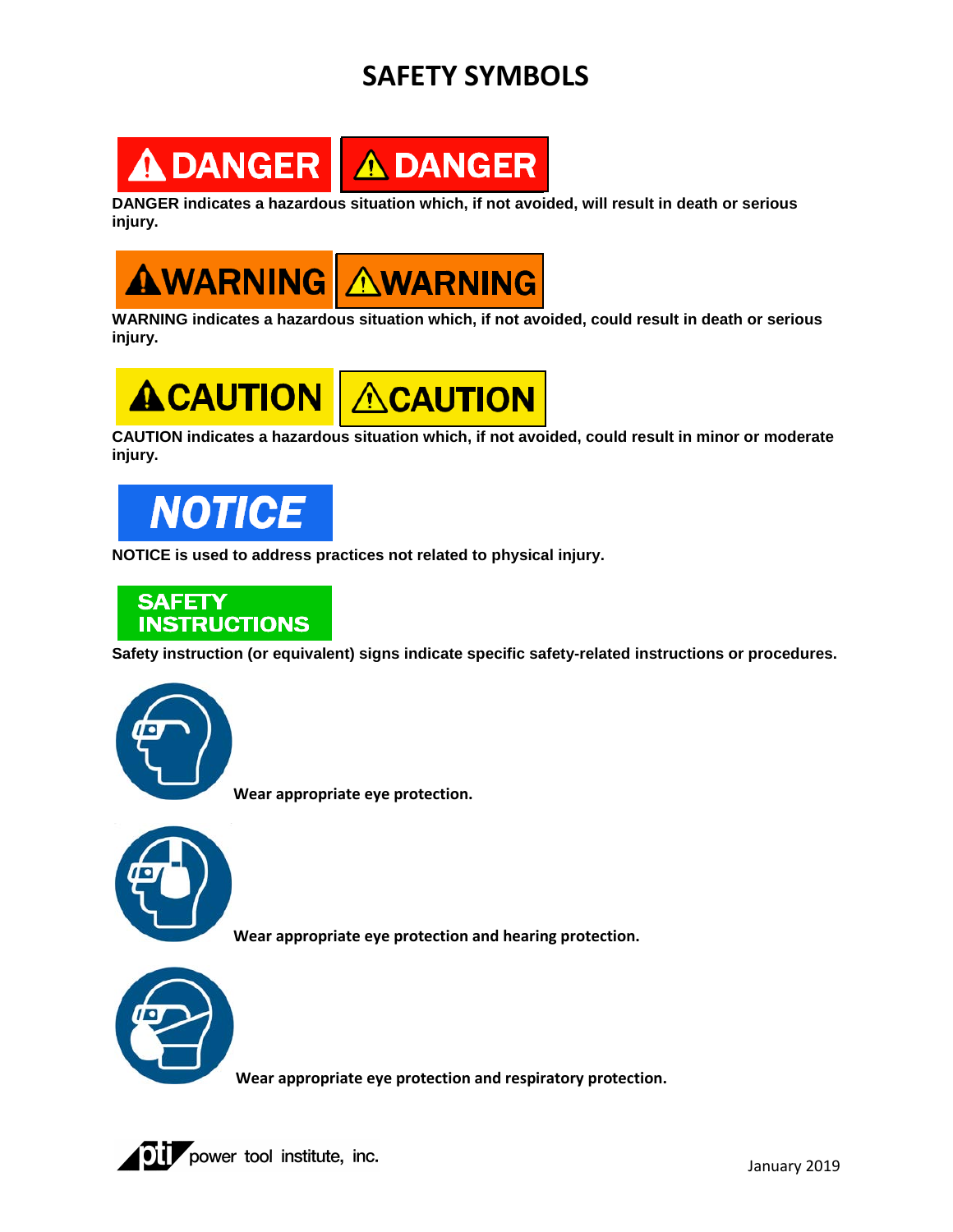# SAFETY SYMBOLS

DANGER DANGER

**DANGER indicates a hazardous situation which, if not avoided, will result in death or serious injury.**

WARNING WARNING

**WARNING indicates a hazardous situation which, if not avoided, could result in death or serious injury.**

CAUTION CAUTION

**CAUTION indicates a hazardous situation which, if not avoided, could result in minor or moderate injury.**

NOTICE

**NOTICE is used to address practices not related to physical injury.**

SAFETY INSTRUCTIONS

**Safety instruction (or equivalent) signs indicate specific safety-related instructions or procedures.**

**Wear appropriate eye protection.**

**Wear appropriate eye protection and hearing protection.**

**Wear appropriate eye protection and respiratory protection.**

pti power tool institute, inc.

January 2019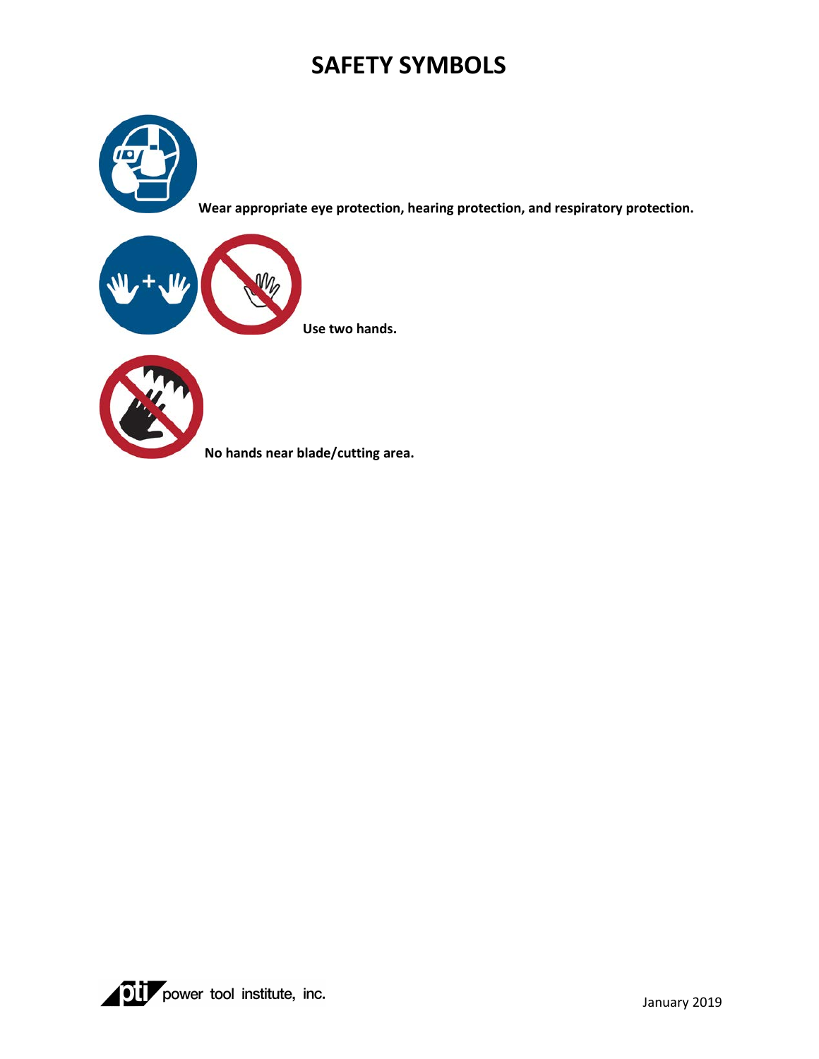# SAFETY SYMBOLS

**Wear appropriate eye protection, hearing protection, and respiratory protection.**

**Use two hands.**

**No hands near blade/cutting area.**